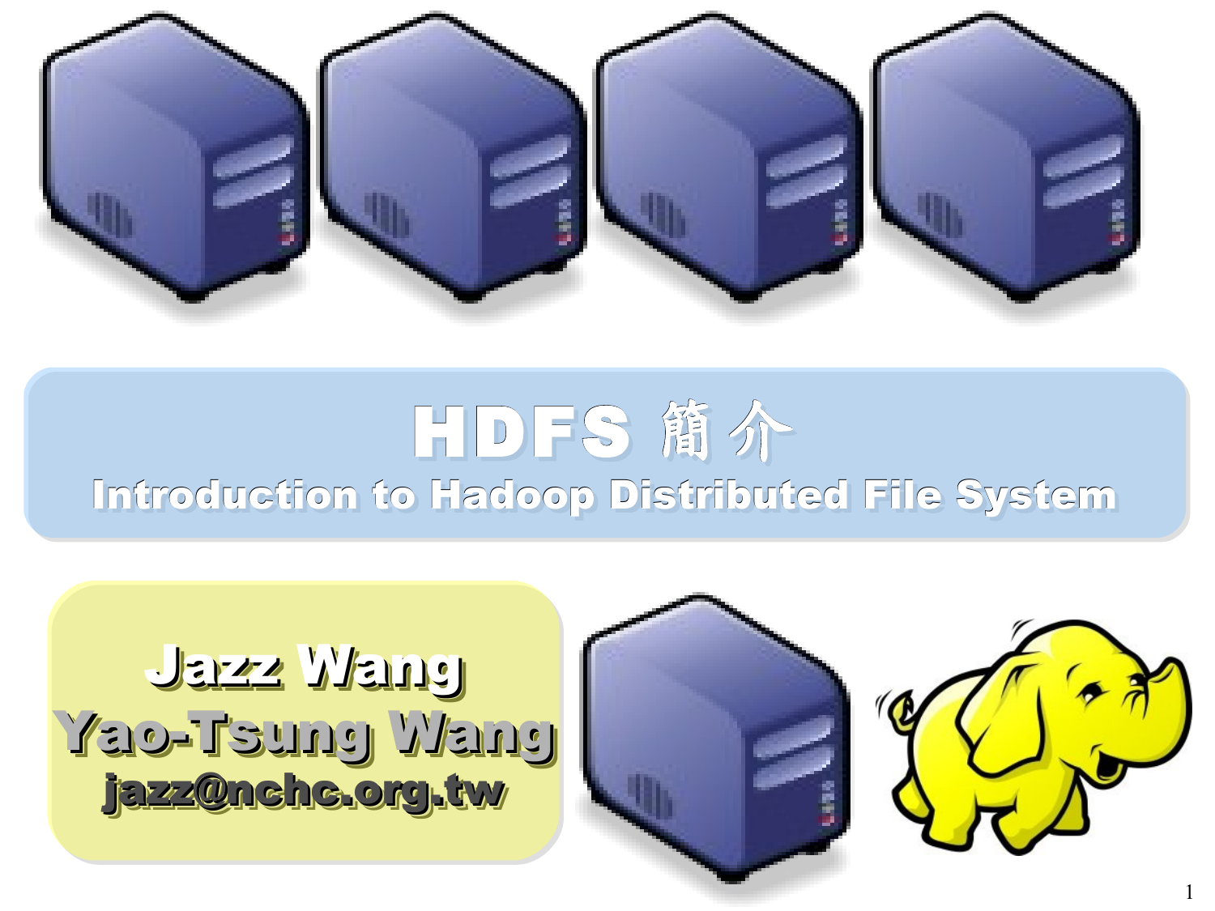# HDFS 簡介

## Introduction to Hadoop Distributed File System

**Jazz Wang**

**Yao-Tsung Wang**

**jazz@nchc.org.tw**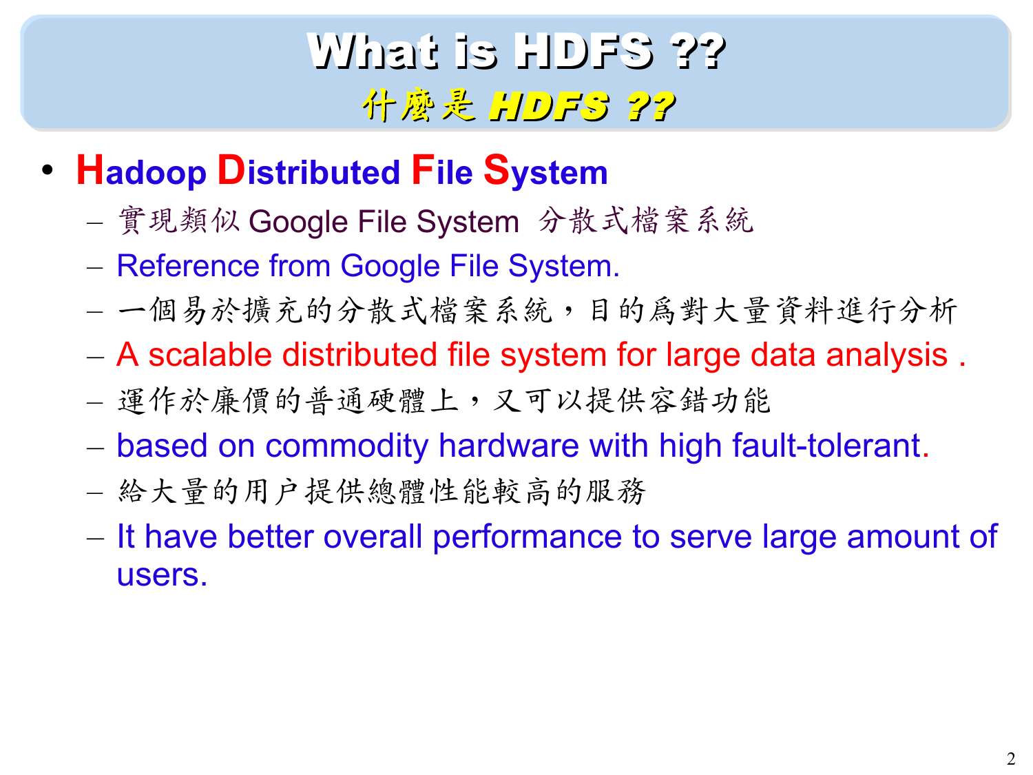# What is HDFS ??
## 什麼是 HDFS ??

- **Hadoop Distributed File System**
  - 實現類似 Google File System 分散式檔案系統
  - Reference from Google File System.
  - 一個易於擴充的分散式檔案系統，目的爲對大量資料進行分析
  - A scalable distributed file system for large data analysis .
  - 運作於廉價的普通硬體上，又可以提供容錯功能
  - based on commodity hardware with high fault-tolerant.
  - 給大量的用户提供總體性能較高的服務
  - It have better overall performance to serve large amount of users.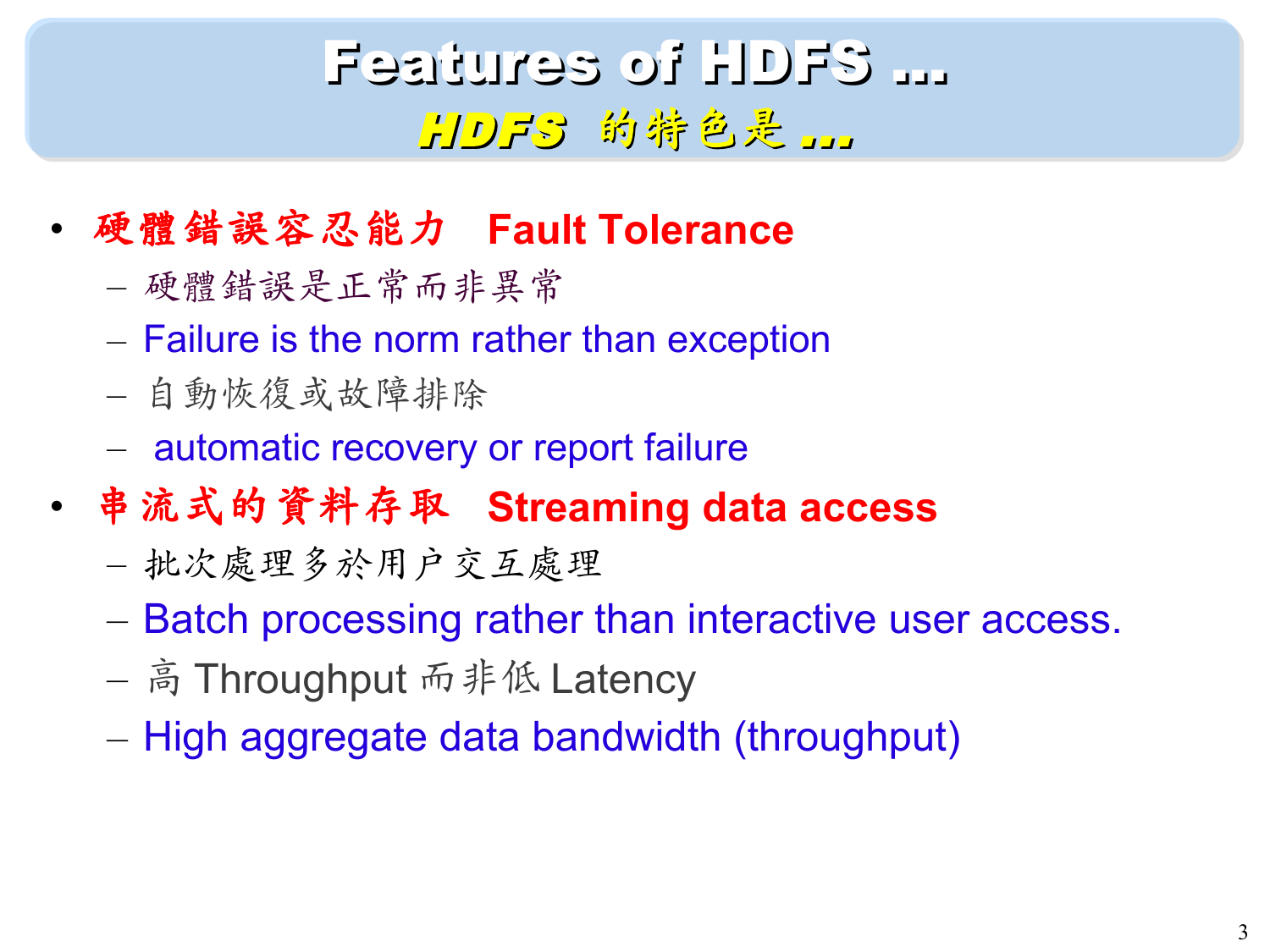# Features of HDFS ...

## *HDFS 的特色是 ...*

- **硬體錯誤容忍能力 Fault Tolerance**
  - 硬體錯誤是正常而非異常
  - Failure is the norm rather than exception
  - 自動恢復或故障排除
  - automatic recovery or report failure
- **串流式的資料存取 Streaming data access**
  - 批次處理多於用户交互處理
  - Batch processing rather than interactive user access.
  - 高 Throughput 而非低 Latency
  - High aggregate data bandwidth (throughput)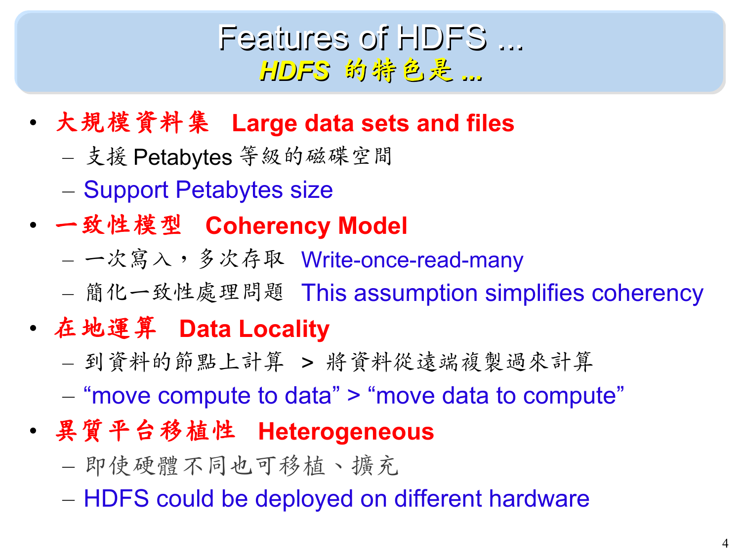# Features of HDFS ...
## *HDFS 的特色是 ...*

- **大規模資料集　Large data sets and files**
  - 支援 Petabytes 等級的磁碟空間
  - Support Petabytes size
- **一致性模型　Coherency Model**
  - 一次寫入，多次存取　Write-once-read-many
  - 簡化一致性處理問題　This assumption simplifies coherency
- **在地運算　Data Locality**
  - 到資料的節點上計算　> 將資料從遠端複製過來計算
  - “move compute to data” > “move data to compute”
- **異質平台移植性　Heterogeneous**
  - 即使硬體不同也可移植、擴充
  - HDFS could be deployed on different hardware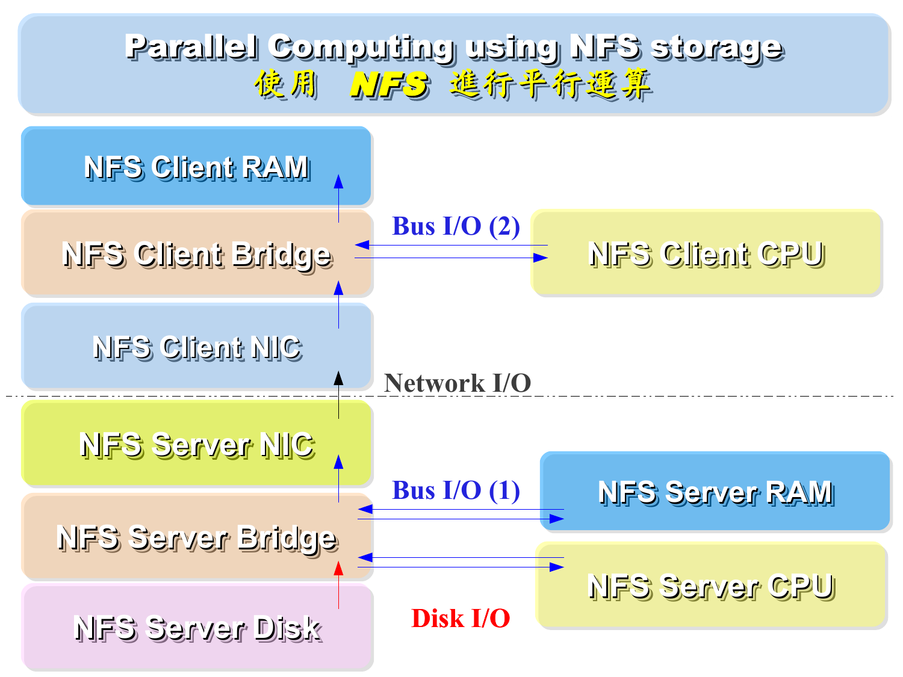# Parallel Computing using NFS storage
# 使用 NFS 進行平行運算

NFS Client RAM

NFS Client Bridge

Bus I/O (2)

NFS Client CPU

NFS Client NIC

Network I/O

NFS Server NIC

Bus I/O (1)

NFS Server RAM

NFS Server Bridge

NFS Server CPU

NFS Server Disk

Disk I/O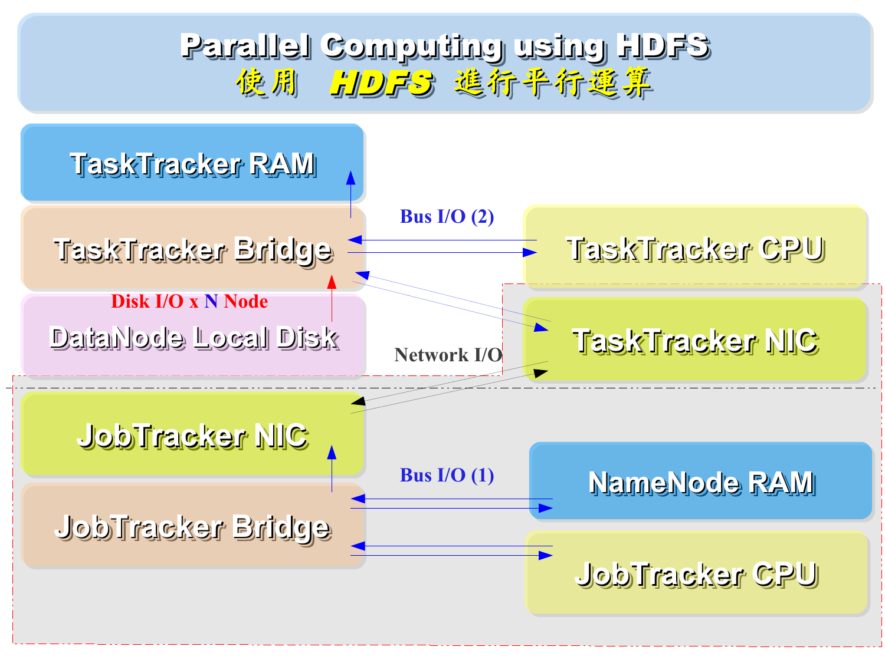# Parallel Computing using HDFS

## 使用 HDFS 進行平行運算

TaskTracker RAM

TaskTracker Bridge

Bus I/O (2)

TaskTracker CPU

Disk I/O x N Node

DataNode Local Disk

TaskTracker NIC

Network I/O

JobTracker NIC

Bus I/O (1)

NameNode RAM

JobTracker Bridge

JobTracker CPU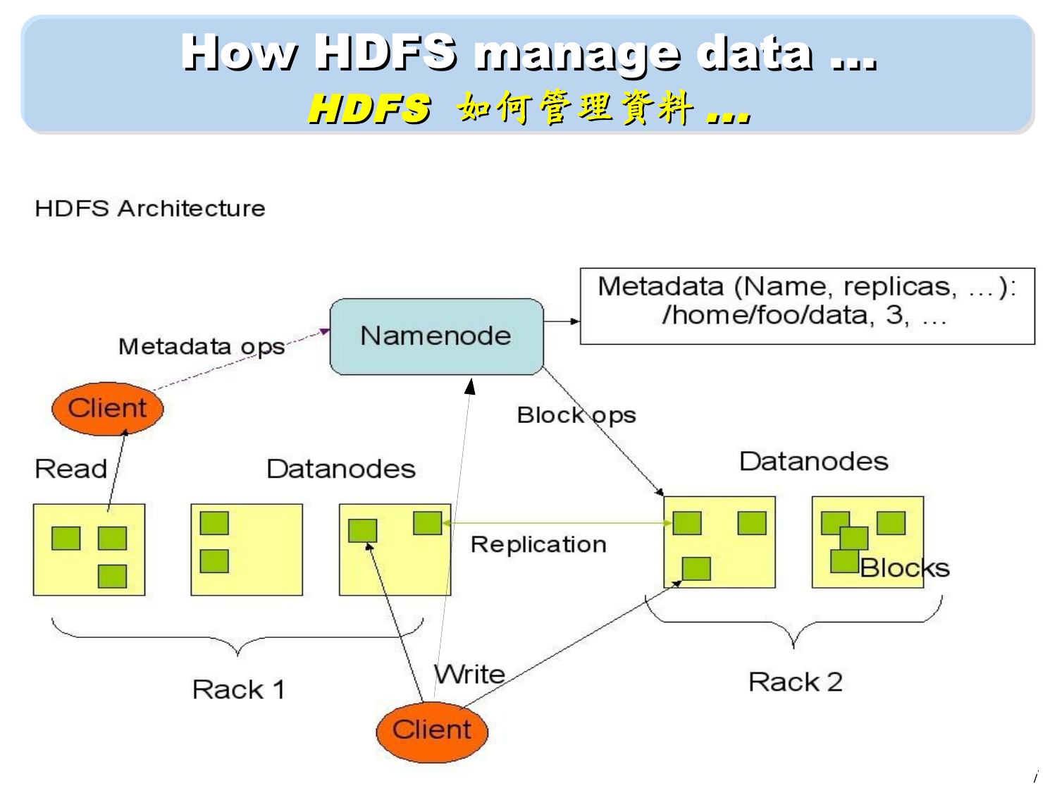# How HDFS manage data ...

## *HDFS 如何管理資料 ...*

HDFS Architecture

Metadata (Name, replicas, …):
/home/foo/data, 3, …

Namenode

Metadata ops

Client

Block ops

Read

Datanodes

Datanodes

Replication

Blocks

Rack 1

Write

Rack 2

Client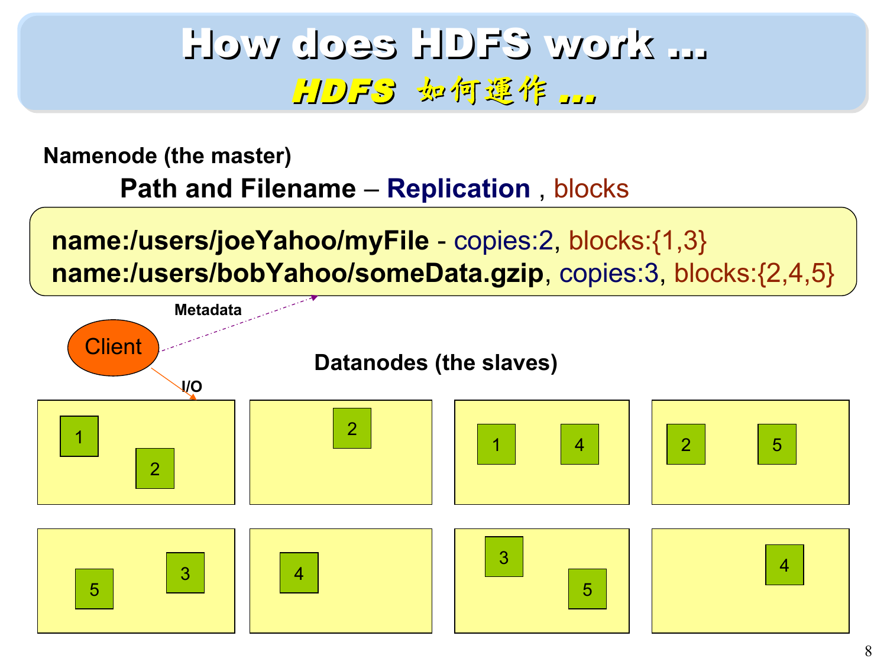# How does HDFS work ...

## HDFS 如何運作 ...

**Namenode (the master)**

**Path and Filename** – **Replication** , blocks

**name:/users/joeYahoo/myFile** - copies:2, blocks:{1,3}
**name:/users/bobYahoo/someData.gzip**, copies:3, blocks:{2,4,5}

Metadata

Client

I/O

**Datanodes (the slaves)**

| Datanode | Blocks |
|---|---|
| 1 | 1, 2 |
| 2 | 2 |
| 3 | 1, 4 |
| 4 | 2, 5 |
| 5 | 5, 3 |
| 6 | 4 |
| 7 | 3, 5 |
| 8 | 4 |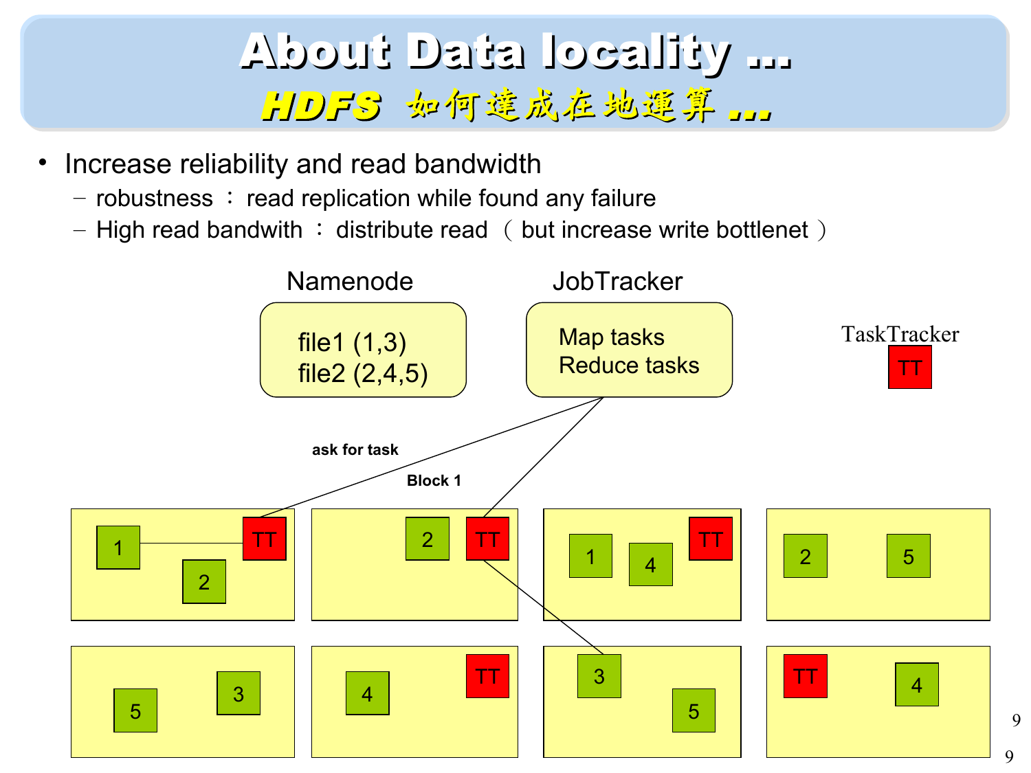# About Data locality ...

## HDFS 如何達成在地運算 ...

- Increase reliability and read bandwidth
  - robustness ： read replication while found any failure
  - High read bandwith ： distribute read （ but increase write bottlenet ）

Namenode

file1 (1,3)
file2 (2,4,5)

JobTracker

Map tasks
Reduce tasks

TaskTracker

TT

ask for task

Block 1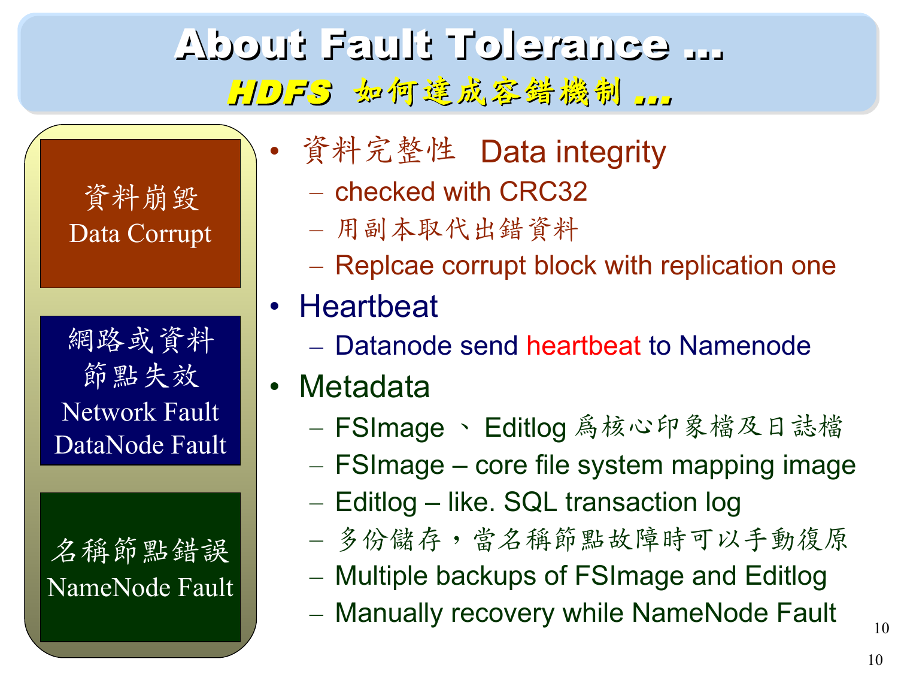# About Fault Tolerance …

## *HDFS* 如何達成容錯機制 …

**資料崩毀**
**Data Corrupt**

**網路或資料節點失效**
**Network Fault**
**DataNode Fault**

**名稱節點錯誤**
**NameNode Fault**

- 資料完整性 Data integrity
  - checked with CRC32
  - 用副本取代出錯資料
  - Replcae corrupt block with replication one
- Heartbeat
  - Datanode send heartbeat to Namenode
- Metadata
  - FSImage 、 Editlog 爲核心印象檔及日誌檔
  - FSImage – core file system mapping image
  - Editlog – like. SQL transaction log
  - 多份儲存，當名稱節點故障時可以手動復原
  - Multiple backups of FSImage and Editlog
  - Manually recovery while NameNode Fault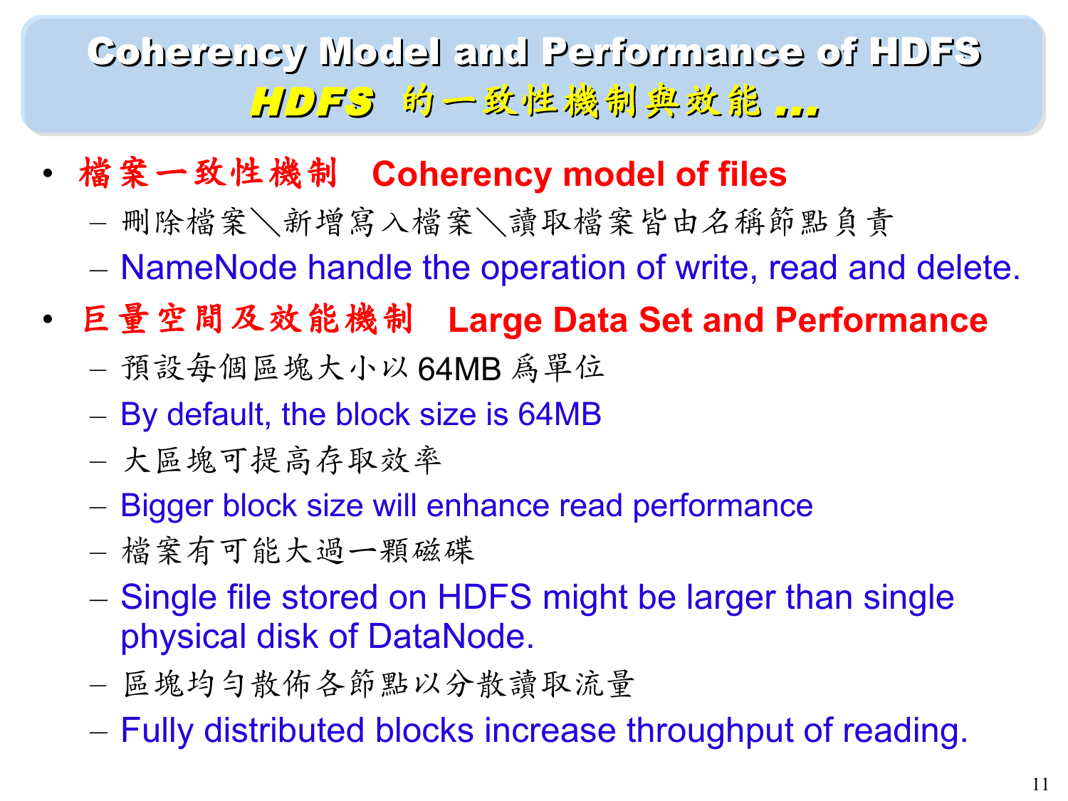# Coherency Model and Performance of HDFS
## HDFS 的一致性機制與效能 ...

- 檔案一致性機制 Coherency model of files
  - 刪除檔案＼新增寫入檔案＼讀取檔案皆由名稱節點負責
  - NameNode handle the operation of write, read and delete.
- 巨量空間及效能機制 Large Data Set and Performance
  - 預設每個區塊大小以 64MB 爲單位
  - By default, the block size is 64MB
  - 大區塊可提高存取效率
  - Bigger block size will enhance read performance
  - 檔案有可能大過一顆磁碟
  - Single file stored on HDFS might be larger than single physical disk of DataNode.
  - 區塊均勻散佈各節點以分散讀取流量
  - Fully distributed blocks increase throughput of reading.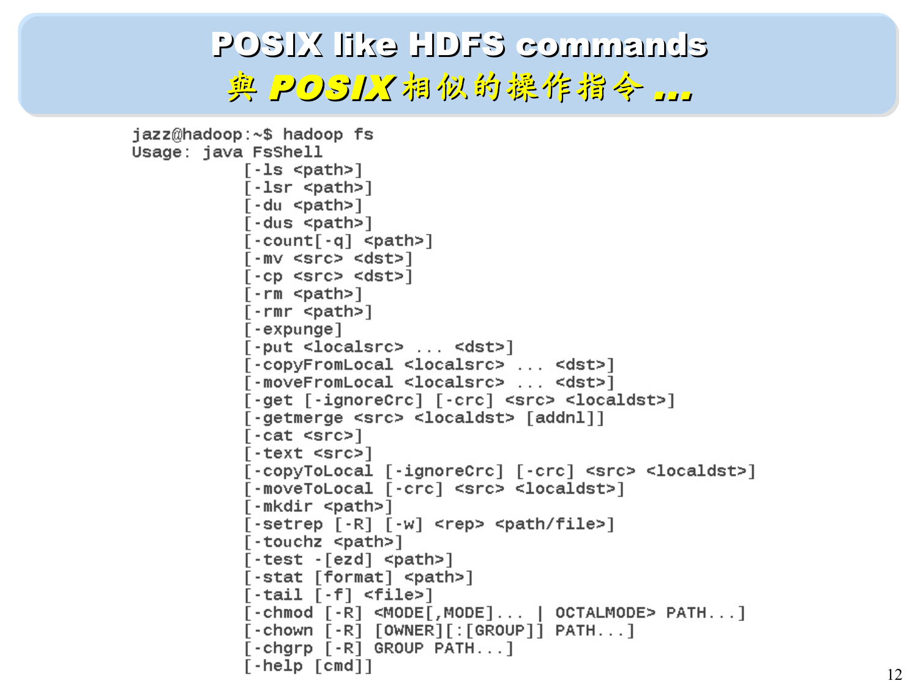# POSIX like HDFS commands

## 與 POSIX 相似的操作指令 ...

```
jazz@hadoop:~$ hadoop fs
Usage: java FsShell
           [-ls <path>]
           [-lsr <path>]
           [-du <path>]
           [-dus <path>]
           [-count[-q] <path>]
           [-mv <src> <dst>]
           [-cp <src> <dst>]
           [-rm <path>]
           [-rmr <path>]
           [-expunge]
           [-put <localsrc> ... <dst>]
           [-copyFromLocal <localsrc> ... <dst>]
           [-moveFromLocal <localsrc> ... <dst>]
           [-get [-ignoreCrc] [-crc] <src> <localdst>]
           [-getmerge <src> <localdst> [addnl]]
           [-cat <src>]
           [-text <src>]
           [-copyToLocal [-ignoreCrc] [-crc] <src> <localdst>]
           [-moveToLocal [-crc] <src> <localdst>]
           [-mkdir <path>]
           [-setrep [-R] [-w] <rep> <path/file>]
           [-touchz <path>]
           [-test -[ezd] <path>]
           [-stat [format] <path>]
           [-tail [-f] <file>]
           [-chmod [-R] <MODE[,MODE]... | OCTALMODE> PATH...]
           [-chown [-R] [OWNER][:[GROUP]] PATH...]
           [-chgrp [-R] GROUP PATH...]
           [-help [cmd]]
```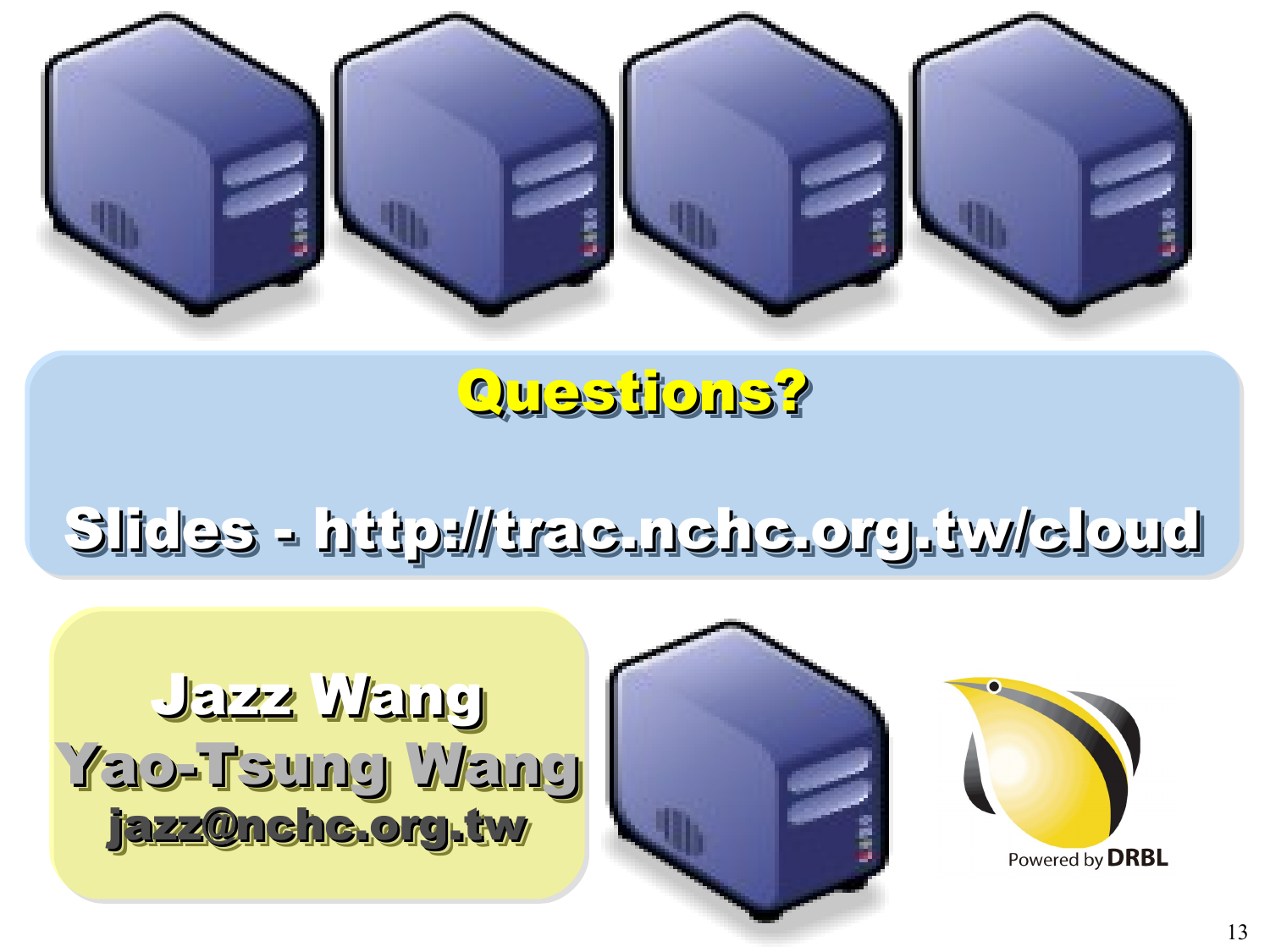# Questions?

**Slides - http://trac.nchc.org.tw/cloud**

**Jazz Wang**

**Yao-Tsung Wang**

**jazz@nchc.org.tw**

Powered by **DRBL**